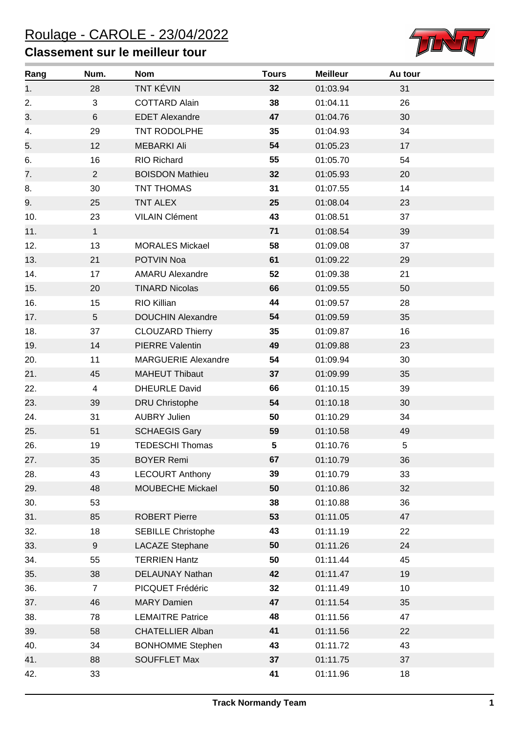# Roulage - CAROLE - 23/04/2022

## Classement sur le meilleur tour

| Rang | Num. | Nom | Tours | Meilleur | Au tour |
|---|---|---|---|---|---|
| 1. | 28 | TNT KÉVIN | **32** | 01:03.94 | 31 |
| 2. | 3 | COTTARD Alain | **38** | 01:04.11 | 26 |
| 3. | 6 | EDET Alexandre | **47** | 01:04.76 | 30 |
| 4. | 29 | TNT RODOLPHE | **35** | 01:04.93 | 34 |
| 5. | 12 | MEBARKI Ali | **54** | 01:05.23 | 17 |
| 6. | 16 | RIO Richard | **55** | 01:05.70 | 54 |
| 7. | 2 | BOISDON Mathieu | **32** | 01:05.93 | 20 |
| 8. | 30 | TNT THOMAS | **31** | 01:07.55 | 14 |
| 9. | 25 | TNT ALEX | **25** | 01:08.04 | 23 |
| 10. | 23 | VILAIN Clément | **43** | 01:08.51 | 37 |
| 11. | 1 | | **71** | 01:08.54 | 39 |
| 12. | 13 | MORALES Mickael | **58** | 01:09.08 | 37 |
| 13. | 21 | POTVIN Noa | **61** | 01:09.22 | 29 |
| 14. | 17 | AMARU Alexandre | **52** | 01:09.38 | 21 |
| 15. | 20 | TINARD Nicolas | **66** | 01:09.55 | 50 |
| 16. | 15 | RIO Killian | **44** | 01:09.57 | 28 |
| 17. | 5 | DOUCHIN Alexandre | **54** | 01:09.59 | 35 |
| 18. | 37 | CLOUZARD Thierry | **35** | 01:09.87 | 16 |
| 19. | 14 | PIERRE Valentin | **49** | 01:09.88 | 23 |
| 20. | 11 | MARGUERIE Alexandre | **54** | 01:09.94 | 30 |
| 21. | 45 | MAHEUT Thibaut | **37** | 01:09.99 | 35 |
| 22. | 4 | DHEURLE David | **66** | 01:10.15 | 39 |
| 23. | 39 | DRU Christophe | **54** | 01:10.18 | 30 |
| 24. | 31 | AUBRY Julien | **50** | 01:10.29 | 34 |
| 25. | 51 | SCHAEGIS Gary | **59** | 01:10.58 | 49 |
| 26. | 19 | TEDESCHI Thomas | **5** | 01:10.76 | 5 |
| 27. | 35 | BOYER Remi | **67** | 01:10.79 | 36 |
| 28. | 43 | LECOURT Anthony | **39** | 01:10.79 | 33 |
| 29. | 48 | MOUBECHE Mickael | **50** | 01:10.86 | 32 |
| 30. | 53 | | **38** | 01:10.88 | 36 |
| 31. | 85 | ROBERT Pierre | **53** | 01:11.05 | 47 |
| 32. | 18 | SEBILLE Christophe | **43** | 01:11.19 | 22 |
| 33. | 9 | LACAZE Stephane | **50** | 01:11.26 | 24 |
| 34. | 55 | TERRIEN Hantz | **50** | 01:11.44 | 45 |
| 35. | 38 | DELAUNAY Nathan | **42** | 01:11.47 | 19 |
| 36. | 7 | PICQUET Frédéric | **32** | 01:11.49 | 10 |
| 37. | 46 | MARY Damien | **47** | 01:11.54 | 35 |
| 38. | 78 | LEMAITRE Patrice | **48** | 01:11.56 | 47 |
| 39. | 58 | CHATELLIER Alban | **41** | 01:11.56 | 22 |
| 40. | 34 | BONHOMME Stephen | **43** | 01:11.72 | 43 |
| 41. | 88 | SOUFFLET Max | **37** | 01:11.75 | 37 |
| 42. | 33 | | **41** | 01:11.96 | 18 |

**Track Normandy Team**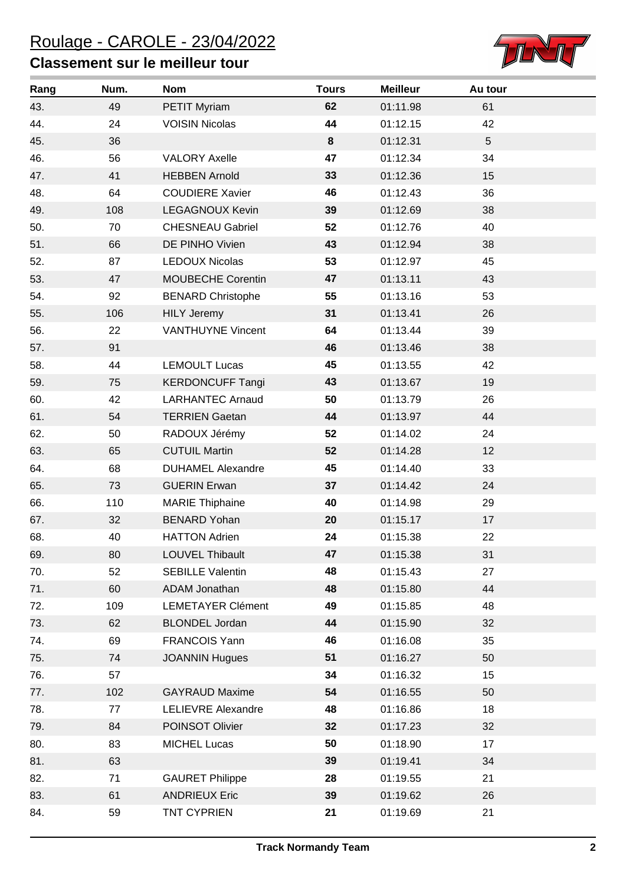# Roulage - CAROLE - 23/04/2022

## Classement sur le meilleur tour

| Rang | Num. | Nom | Tours | Meilleur | Au tour |
|---|---|---|---|---|---|
| 43. | 49 | PETIT Myriam | **62** | 01:11.98 | 61 |
| 44. | 24 | VOISIN Nicolas | **44** | 01:12.15 | 42 |
| 45. | 36 | | **8** | 01:12.31 | 5 |
| 46. | 56 | VALORY Axelle | **47** | 01:12.34 | 34 |
| 47. | 41 | HEBBEN Arnold | **33** | 01:12.36 | 15 |
| 48. | 64 | COUDIERE Xavier | **46** | 01:12.43 | 36 |
| 49. | 108 | LEGAGNOUX Kevin | **39** | 01:12.69 | 38 |
| 50. | 70 | CHESNEAU Gabriel | **52** | 01:12.76 | 40 |
| 51. | 66 | DE PINHO Vivien | **43** | 01:12.94 | 38 |
| 52. | 87 | LEDOUX Nicolas | **53** | 01:12.97 | 45 |
| 53. | 47 | MOUBECHE Corentin | **47** | 01:13.11 | 43 |
| 54. | 92 | BENARD Christophe | **55** | 01:13.16 | 53 |
| 55. | 106 | HILY Jeremy | **31** | 01:13.41 | 26 |
| 56. | 22 | VANTHUYNE Vincent | **64** | 01:13.44 | 39 |
| 57. | 91 | | **46** | 01:13.46 | 38 |
| 58. | 44 | LEMOULT Lucas | **45** | 01:13.55 | 42 |
| 59. | 75 | KERDONCUFF Tangi | **43** | 01:13.67 | 19 |
| 60. | 42 | LARHANTEC Arnaud | **50** | 01:13.79 | 26 |
| 61. | 54 | TERRIEN Gaetan | **44** | 01:13.97 | 44 |
| 62. | 50 | RADOUX Jérémy | **52** | 01:14.02 | 24 |
| 63. | 65 | CUTUIL Martin | **52** | 01:14.28 | 12 |
| 64. | 68 | DUHAMEL Alexandre | **45** | 01:14.40 | 33 |
| 65. | 73 | GUERIN Erwan | **37** | 01:14.42 | 24 |
| 66. | 110 | MARIE Thiphaine | **40** | 01:14.98 | 29 |
| 67. | 32 | BENARD Yohan | **20** | 01:15.17 | 17 |
| 68. | 40 | HATTON Adrien | **24** | 01:15.38 | 22 |
| 69. | 80 | LOUVEL Thibault | **47** | 01:15.38 | 31 |
| 70. | 52 | SEBILLE Valentin | **48** | 01:15.43 | 27 |
| 71. | 60 | ADAM Jonathan | **48** | 01:15.80 | 44 |
| 72. | 109 | LEMETAYER Clément | **49** | 01:15.85 | 48 |
| 73. | 62 | BLONDEL Jordan | **44** | 01:15.90 | 32 |
| 74. | 69 | FRANCOIS Yann | **46** | 01:16.08 | 35 |
| 75. | 74 | JOANNIN Hugues | **51** | 01:16.27 | 50 |
| 76. | 57 | | **34** | 01:16.32 | 15 |
| 77. | 102 | GAYRAUD Maxime | **54** | 01:16.55 | 50 |
| 78. | 77 | LELIEVRE Alexandre | **48** | 01:16.86 | 18 |
| 79. | 84 | POINSOT Olivier | **32** | 01:17.23 | 32 |
| 80. | 83 | MICHEL Lucas | **50** | 01:18.90 | 17 |
| 81. | 63 | | **39** | 01:19.41 | 34 |
| 82. | 71 | GAURET Philippe | **28** | 01:19.55 | 21 |
| 83. | 61 | ANDRIEUX Eric | **39** | 01:19.62 | 26 |
| 84. | 59 | TNT CYPRIEN | **21** | 01:19.69 | 21 |

**Track Normandy Team**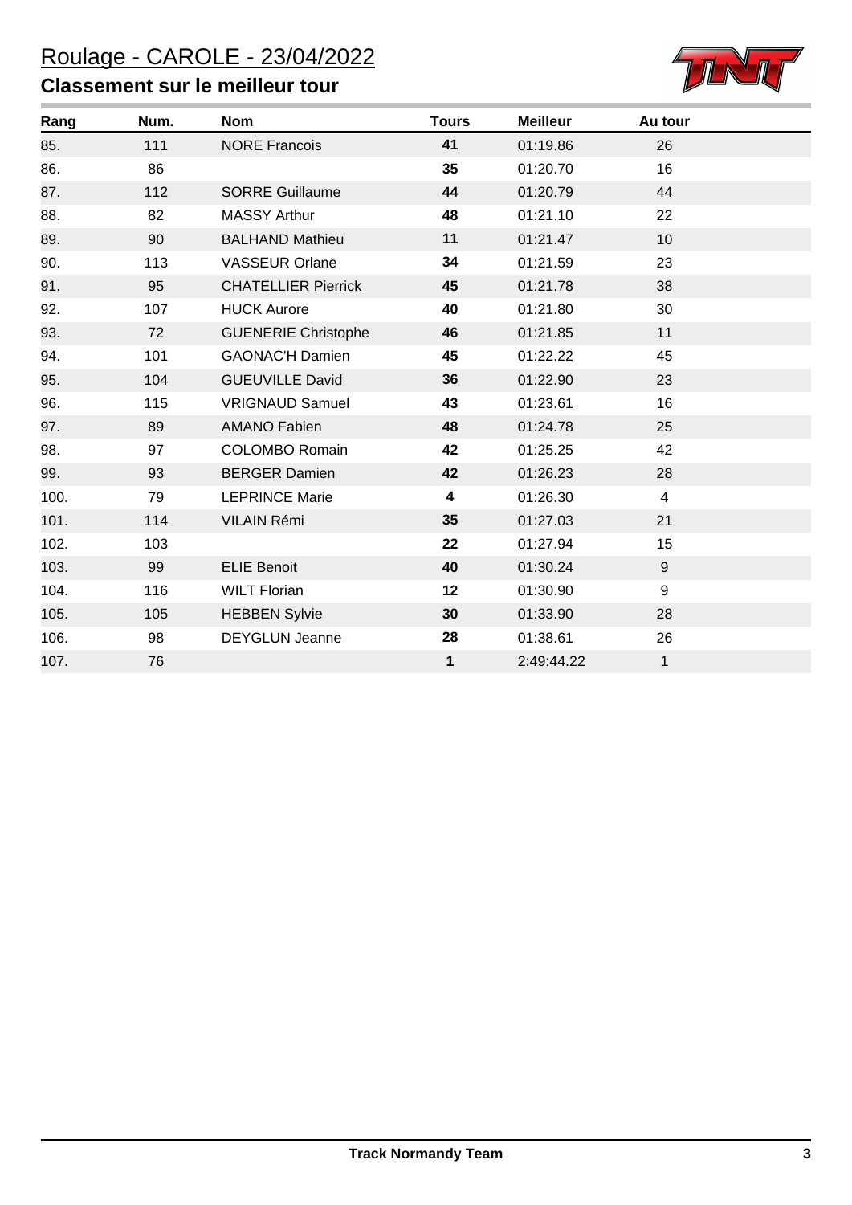# Roulage - CAROLE - 23/04/2022

## Classement sur le meilleur tour

| Rang | Num. | Nom | Tours | Meilleur | Au tour |
|---|---|---|---|---|---|
| 85. | 111 | NORE Francois | **41** | 01:19.86 | 26 |
| 86. | 86 | | **35** | 01:20.70 | 16 |
| 87. | 112 | SORRE Guillaume | **44** | 01:20.79 | 44 |
| 88. | 82 | MASSY Arthur | **48** | 01:21.10 | 22 |
| 89. | 90 | BALHAND Mathieu | **11** | 01:21.47 | 10 |
| 90. | 113 | VASSEUR Orlane | **34** | 01:21.59 | 23 |
| 91. | 95 | CHATELLIER Pierrick | **45** | 01:21.78 | 38 |
| 92. | 107 | HUCK Aurore | **40** | 01:21.80 | 30 |
| 93. | 72 | GUENERIE Christophe | **46** | 01:21.85 | 11 |
| 94. | 101 | GAONAC'H Damien | **45** | 01:22.22 | 45 |
| 95. | 104 | GUEUVILLE David | **36** | 01:22.90 | 23 |
| 96. | 115 | VRIGNAUD Samuel | **43** | 01:23.61 | 16 |
| 97. | 89 | AMANO Fabien | **48** | 01:24.78 | 25 |
| 98. | 97 | COLOMBO Romain | **42** | 01:25.25 | 42 |
| 99. | 93 | BERGER Damien | **42** | 01:26.23 | 28 |
| 100. | 79 | LEPRINCE Marie | **4** | 01:26.30 | 4 |
| 101. | 114 | VILAIN Rémi | **35** | 01:27.03 | 21 |
| 102. | 103 | | **22** | 01:27.94 | 15 |
| 103. | 99 | ELIE Benoit | **40** | 01:30.24 | 9 |
| 104. | 116 | WILT Florian | **12** | 01:30.90 | 9 |
| 105. | 105 | HEBBEN Sylvie | **30** | 01:33.90 | 28 |
| 106. | 98 | DEYGLUN Jeanne | **28** | 01:38.61 | 26 |
| 107. | 76 | | **1** | 2:49:44.22 | 1 |

**Track Normandy Team**